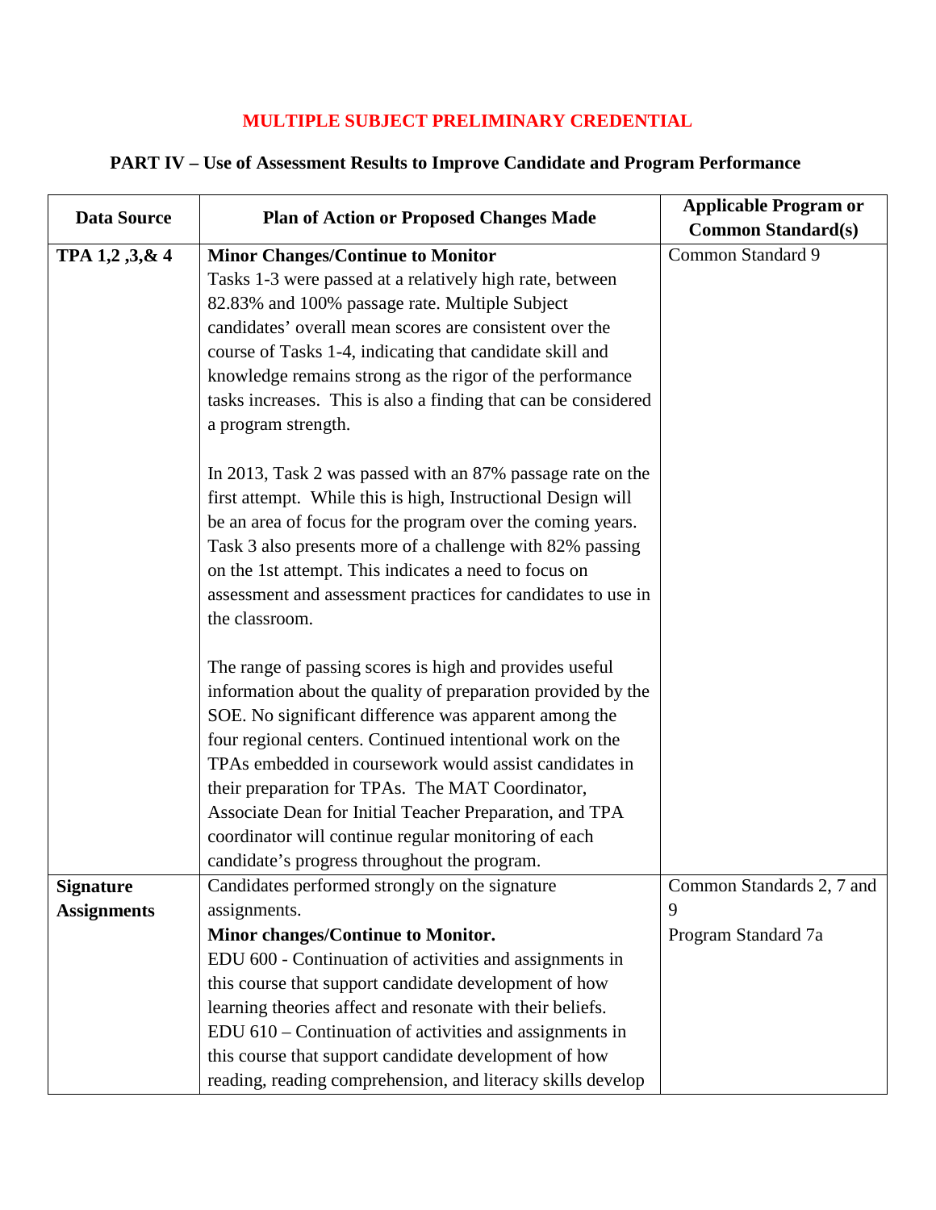# MULTIPLE SUBJECT PRELIMINARY CREDENTIAL

## PART IV – Use of Assessment Results to Improve Candidate and Program Performance

| Data Source | Plan of Action or Proposed Changes Made | Applicable Program or Common Standard(s) |
|---|---|---|
| **TPA 1,2 ,3,& 4** | **Minor Changes/Continue to Monitor**<br>Tasks 1-3 were passed at a relatively high rate, between 82.83% and 100% passage rate. Multiple Subject candidates' overall mean scores are consistent over the course of Tasks 1-4, indicating that candidate skill and knowledge remains strong as the rigor of the performance tasks increases. This is also a finding that can be considered a program strength.<br><br>In 2013, Task 2 was passed with an 87% passage rate on the first attempt. While this is high, Instructional Design will be an area of focus for the program over the coming years. Task 3 also presents more of a challenge with 82% passing on the 1st attempt. This indicates a need to focus on assessment and assessment practices for candidates to use in the classroom.<br><br>The range of passing scores is high and provides useful information about the quality of preparation provided by the SOE. No significant difference was apparent among the four regional centers. Continued intentional work on the TPAs embedded in coursework would assist candidates in their preparation for TPAs. The MAT Coordinator, Associate Dean for Initial Teacher Preparation, and TPA coordinator will continue regular monitoring of each candidate's progress throughout the program. | Common Standard 9 |
| **Signature Assignments** | Candidates performed strongly on the signature assignments.<br>**Minor changes/Continue to Monitor.**<br>EDU 600 - Continuation of activities and assignments in this course that support candidate development of how learning theories affect and resonate with their beliefs.<br>EDU 610 – Continuation of activities and assignments in this course that support candidate development of how reading, reading comprehension, and literacy skills develop | Common Standards 2, 7 and 9<br>Program Standard 7a |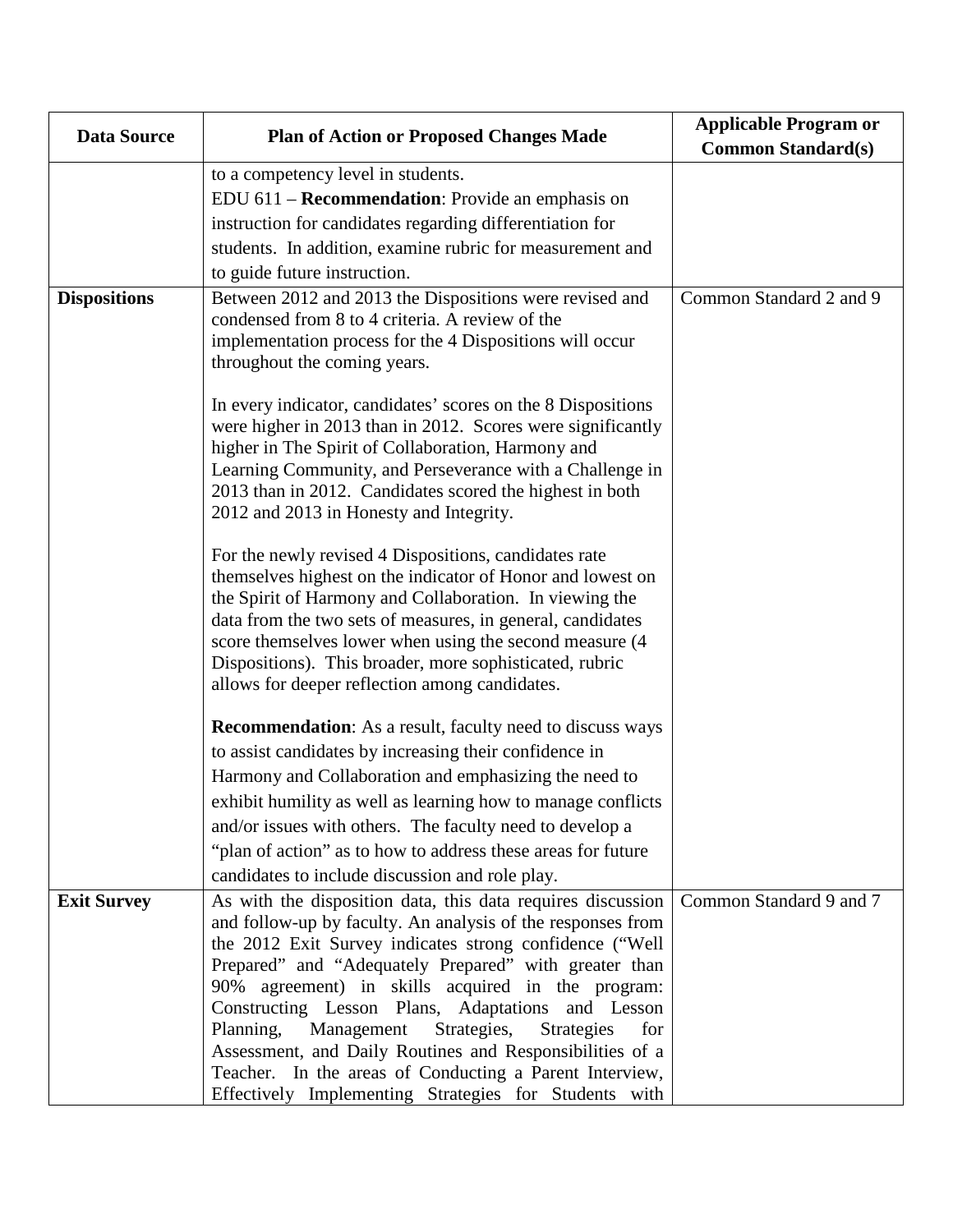| Data Source | Plan of Action or Proposed Changes Made | Applicable Program or Common Standard(s) |
|---|---|---|
| | to a competency level in students.<br>EDU 611 – **Recommendation**: Provide an emphasis on instruction for candidates regarding differentiation for students. In addition, examine rubric for measurement and to guide future instruction. | |
| **Dispositions** | Between 2012 and 2013 the Dispositions were revised and condensed from 8 to 4 criteria. A review of the implementation process for the 4 Dispositions will occur throughout the coming years.<br><br>In every indicator, candidates' scores on the 8 Dispositions were higher in 2013 than in 2012. Scores were significantly higher in The Spirit of Collaboration, Harmony and Learning Community, and Perseverance with a Challenge in 2013 than in 2012. Candidates scored the highest in both 2012 and 2013 in Honesty and Integrity.<br><br>For the newly revised 4 Dispositions, candidates rate themselves highest on the indicator of Honor and lowest on the Spirit of Harmony and Collaboration. In viewing the data from the two sets of measures, in general, candidates score themselves lower when using the second measure (4 Dispositions). This broader, more sophisticated, rubric allows for deeper reflection among candidates.<br><br>**Recommendation**: As a result, faculty need to discuss ways to assist candidates by increasing their confidence in Harmony and Collaboration and emphasizing the need to exhibit humility as well as learning how to manage conflicts and/or issues with others. The faculty need to develop a "plan of action" as to how to address these areas for future candidates to include discussion and role play. | Common Standard 2 and 9 |
| **Exit Survey** | As with the disposition data, this data requires discussion and follow-up by faculty. An analysis of the responses from the 2012 Exit Survey indicates strong confidence ("Well Prepared" and "Adequately Prepared" with greater than 90% agreement) in skills acquired in the program: Constructing Lesson Plans, Adaptations and Lesson Planning, Management Strategies, Strategies for Assessment, and Daily Routines and Responsibilities of a Teacher. In the areas of Conducting a Parent Interview, Effectively Implementing Strategies for Students with | Common Standard 9 and 7 |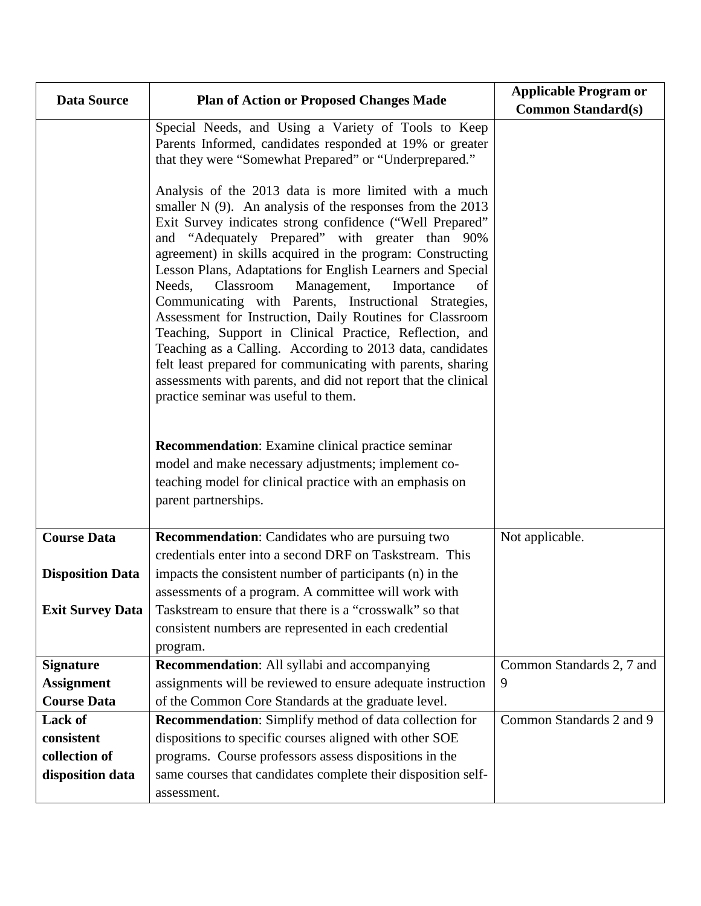| Data Source | Plan of Action or Proposed Changes Made | Applicable Program or Common Standard(s) |
|---|---|---|
| | Special Needs, and Using a Variety of Tools to Keep Parents Informed, candidates responded at 19% or greater that they were "Somewhat Prepared" or "Underprepared."<br><br>Analysis of the 2013 data is more limited with a much smaller N (9). An analysis of the responses from the 2013 Exit Survey indicates strong confidence ("Well Prepared" and "Adequately Prepared" with greater than 90% agreement) in skills acquired in the program: Constructing Lesson Plans, Adaptations for English Learners and Special Needs, Classroom Management, Importance of Communicating with Parents, Instructional Strategies, Assessment for Instruction, Daily Routines for Classroom Teaching, Support in Clinical Practice, Reflection, and Teaching as a Calling. According to 2013 data, candidates felt least prepared for communicating with parents, sharing assessments with parents, and did not report that the clinical practice seminar was useful to them.<br><br>**Recommendation**: Examine clinical practice seminar model and make necessary adjustments; implement co-teaching model for clinical practice with an emphasis on parent partnerships. | |
| **Course Data**<br><br>**Disposition Data**<br><br>**Exit Survey Data** | **Recommendation**: Candidates who are pursuing two credentials enter into a second DRF on Taskstream. This impacts the consistent number of participants (n) in the assessments of a program. A committee will work with Taskstream to ensure that there is a "crosswalk" so that consistent numbers are represented in each credential program. | Not applicable. |
| **Signature Assignment Course Data** | **Recommendation**: All syllabi and accompanying assignments will be reviewed to ensure adequate instruction of the Common Core Standards at the graduate level. | Common Standards 2, 7 and 9 |
| **Lack of consistent collection of disposition data** | **Recommendation**: Simplify method of data collection for dispositions to specific courses aligned with other SOE programs. Course professors assess dispositions in the same courses that candidates complete their disposition self-assessment. | Common Standards 2 and 9 |